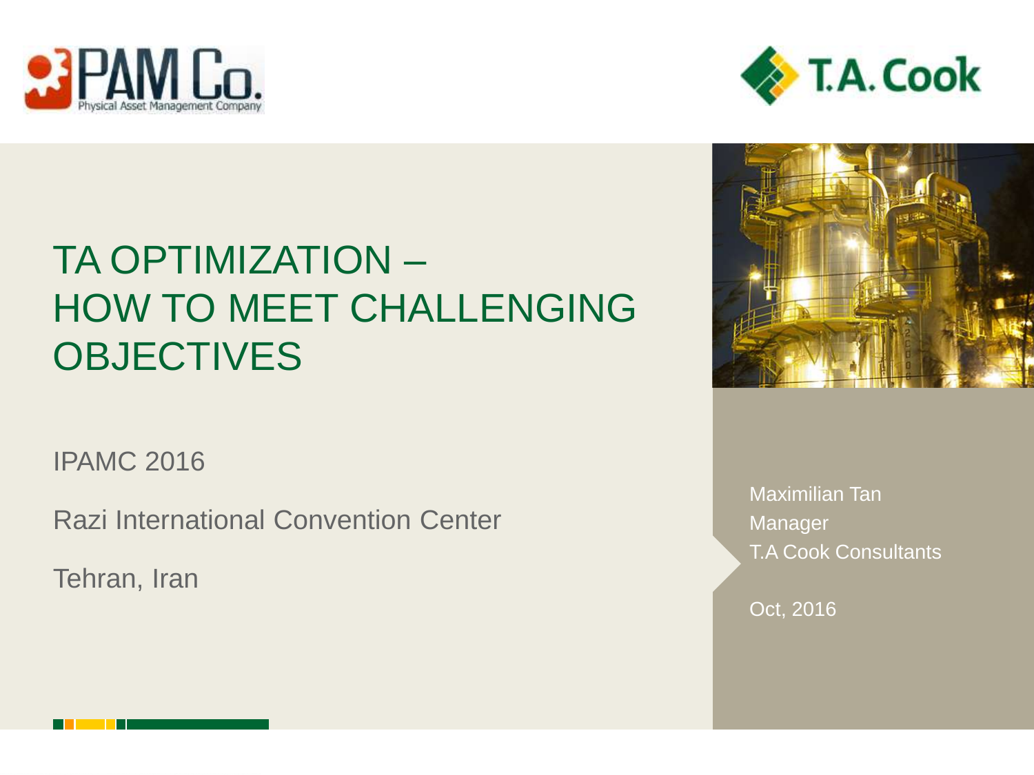PAM Co. Physical Asset Management Company

T.A. Cook

# TA OPTIMIZATION – HOW TO MEET CHALLENGING OBJECTIVES

IPAMC 2016

Razi International Convention Center

Tehran, Iran

Maximilian Tan
Manager
T.A Cook Consultants

Oct, 2016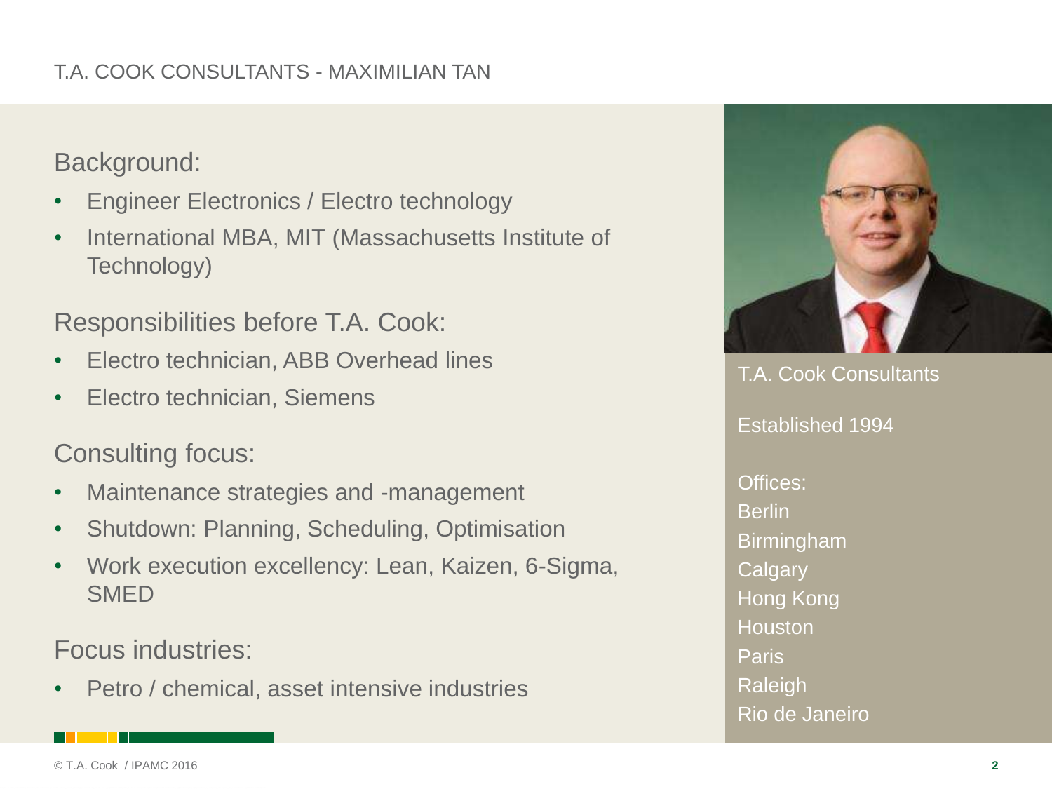# T.A. COOK CONSULTANTS - MAXIMILIAN TAN

## Background:

- Engineer Electronics / Electro technology
- International MBA, MIT (Massachusetts Institute of Technology)

## Responsibilities before T.A. Cook:

- Electro technician, ABB Overhead lines
- Electro technician, Siemens

## Consulting focus:

- Maintenance strategies and -management
- Shutdown: Planning, Scheduling, Optimisation
- Work execution excellency: Lean, Kaizen, 6-Sigma, SMED

## Focus industries:

- Petro / chemical, asset intensive industries

T.A. Cook Consultants

Established 1994

Offices:
Berlin
Birmingham
Calgary
Hong Kong
Houston
Paris
Raleigh
Rio de Janeiro

© T.A. Cook / IPAMC 2016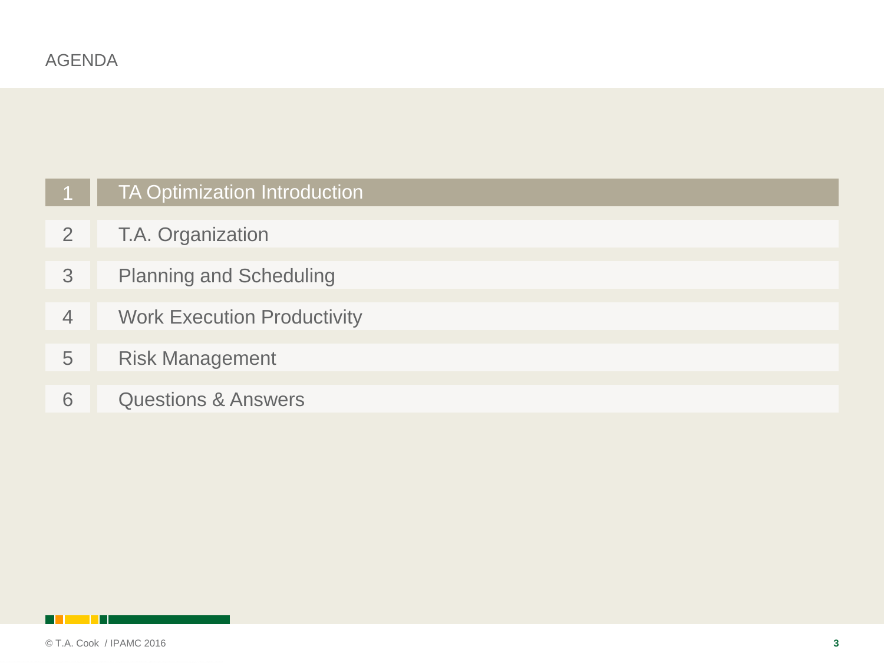# AGENDA

1. TA Optimization Introduction
2. T.A. Organization
3. Planning and Scheduling
4. Work Execution Productivity
5. Risk Management
6. Questions & Answers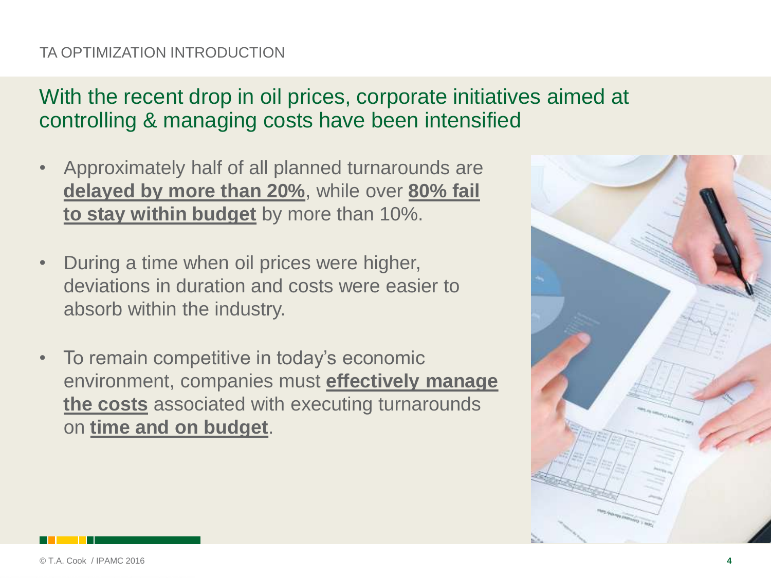TA OPTIMIZATION INTRODUCTION

## With the recent drop in oil prices, corporate initiatives aimed at controlling & managing costs have been intensified

- Approximately half of all planned turnarounds are **delayed by more than 20%**, while over **80% fail to stay within budget** by more than 10%.
- During a time when oil prices were higher, deviations in duration and costs were easier to absorb within the industry.
- To remain competitive in today's economic environment, companies must **effectively manage the costs** associated with executing turnarounds on **time and on budget**.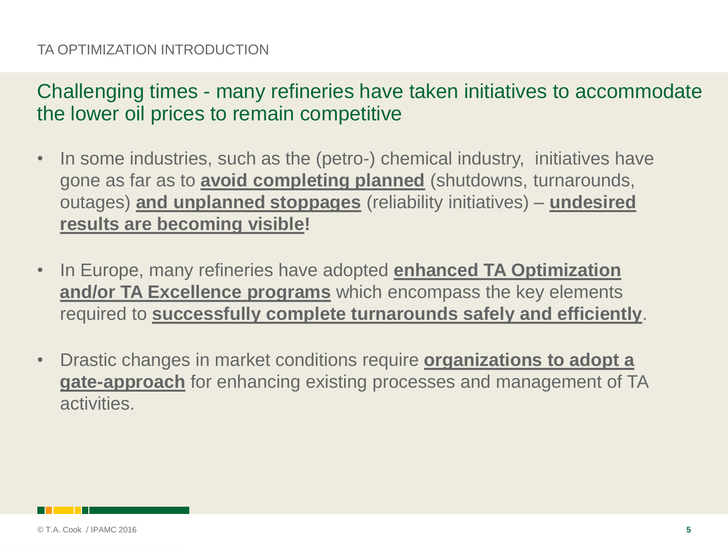TA OPTIMIZATION INTRODUCTION

## Challenging times - many refineries have taken initiatives to accommodate the lower oil prices to remain competitive

- In some industries, such as the (petro-) chemical industry, initiatives have gone as far as to **avoid completing planned** (shutdowns, turnarounds, outages) **and unplanned stoppages** (reliability initiatives) – **undesired results are becoming visible!**

- In Europe, many refineries have adopted **enhanced TA Optimization and/or TA Excellence programs** which encompass the key elements required to **successfully complete turnarounds safely and efficiently**.

- Drastic changes in market conditions require **organizations to adopt a gate-approach** for enhancing existing processes and management of TA activities.

© T.A. Cook / IPAMC 2016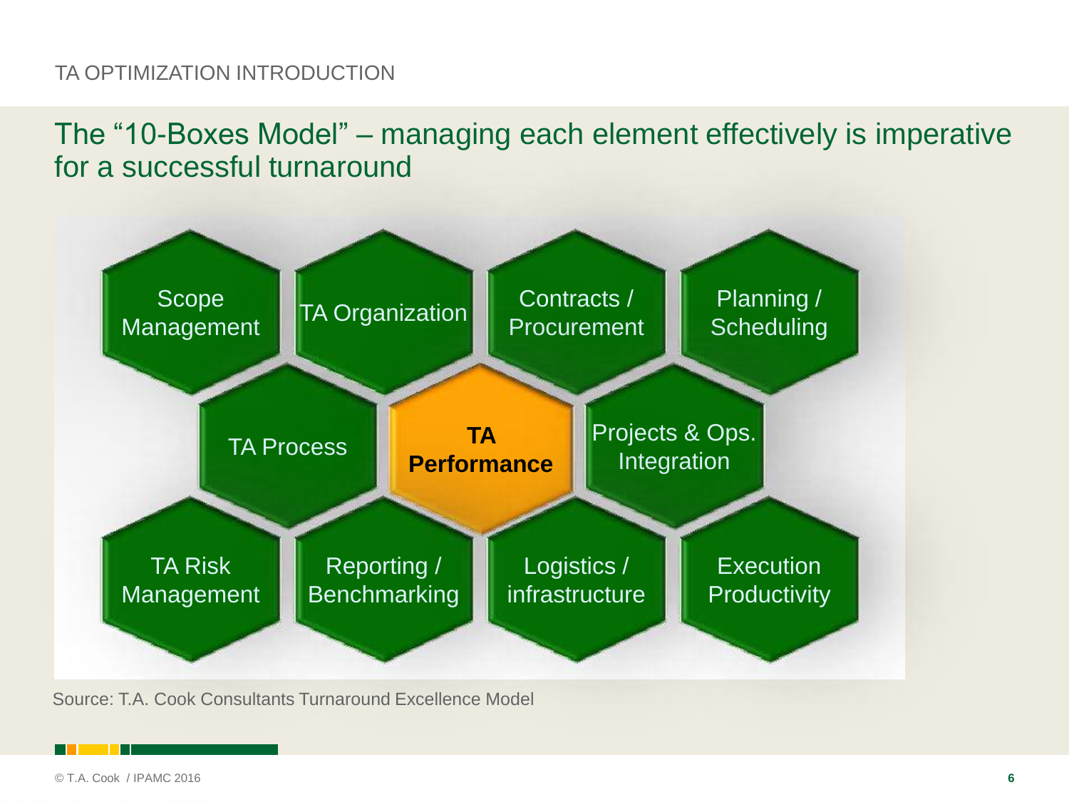TA OPTIMIZATION INTRODUCTION

## The "10-Boxes Model" – managing each element effectively is imperative for a successful turnaround

- Scope Management
- TA Organization
- Contracts / Procurement
- Planning / Scheduling
- TA Process
- **TA Performance**
- Projects & Ops. Integration
- TA Risk Management
- Reporting / Benchmarking
- Logistics / infrastructure
- Execution Productivity

Source: T.A. Cook Consultants Turnaround Excellence Model

© T.A. Cook / IPAMC 2016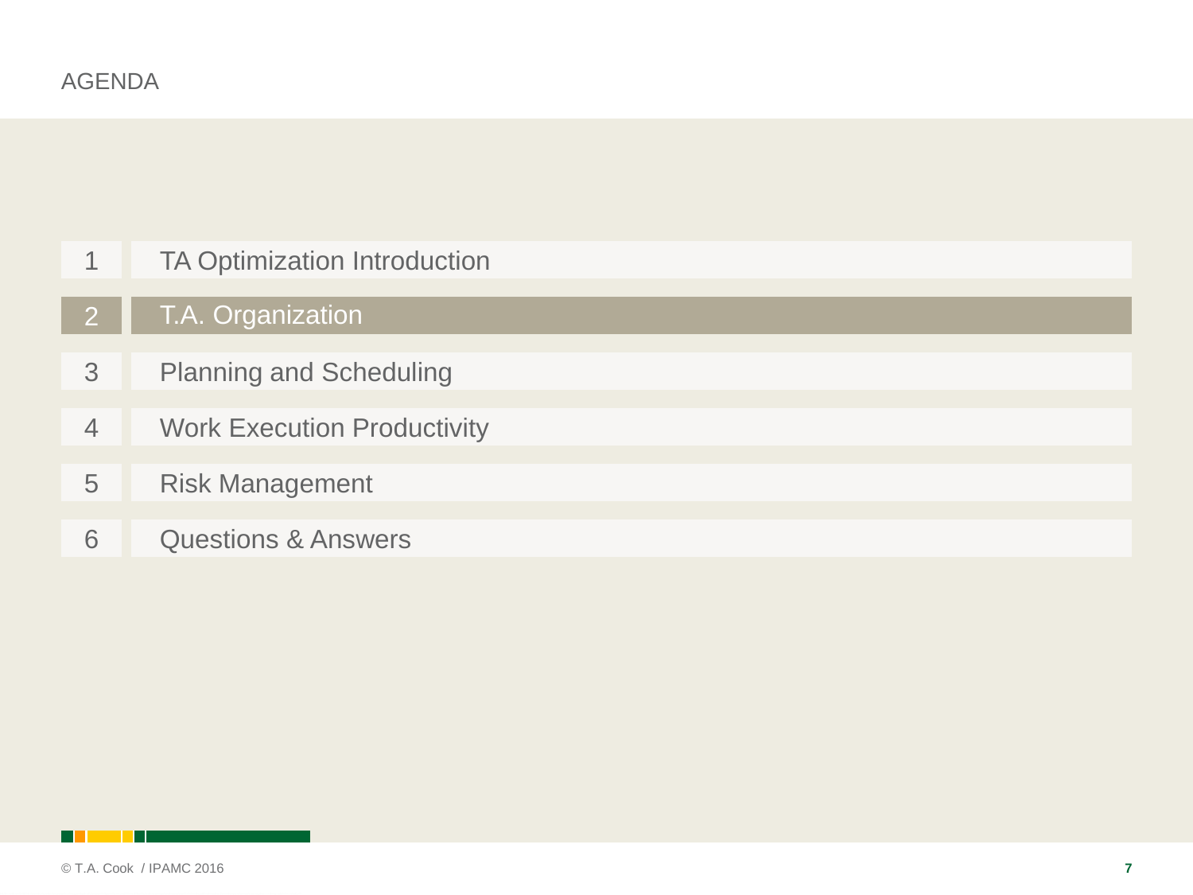# AGENDA

1. TA Optimization Introduction
2. **T.A. Organization**
3. Planning and Scheduling
4. Work Execution Productivity
5. Risk Management
6. Questions & Answers

© T.A. Cook / IPAMC 2016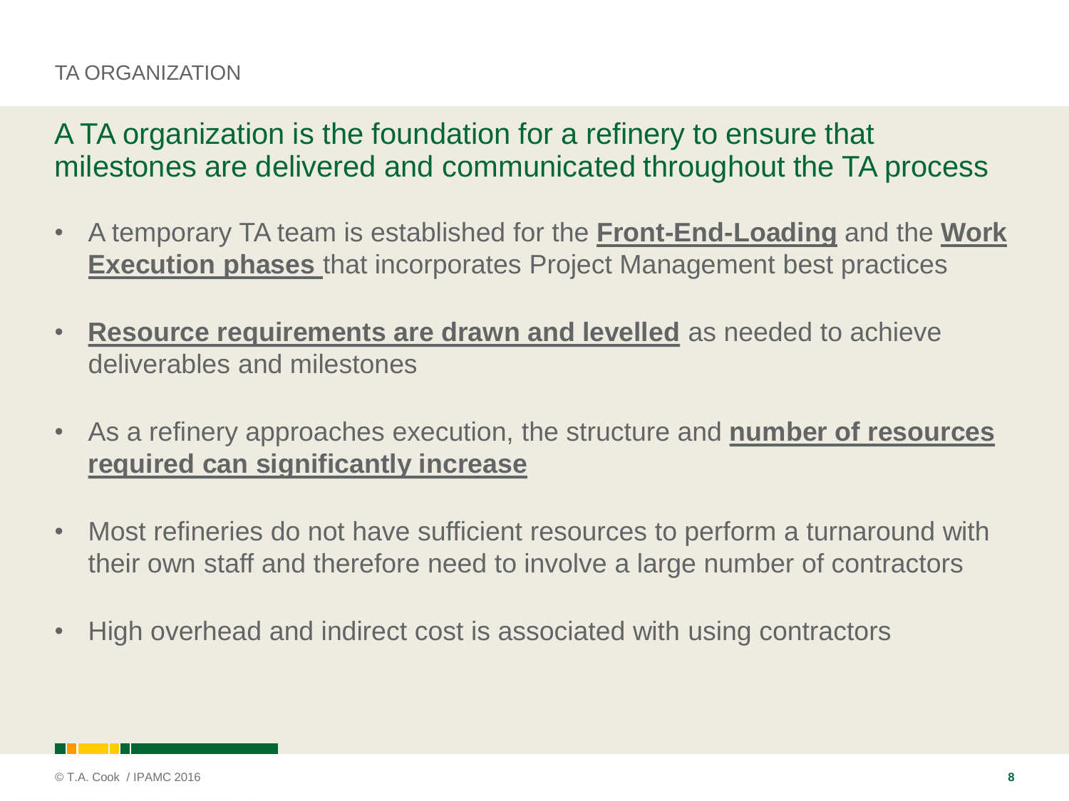TA ORGANIZATION

## A TA organization is the foundation for a refinery to ensure that milestones are delivered and communicated throughout the TA process

- A temporary TA team is established for the **Front-End-Loading** and the **Work Execution phases** that incorporates Project Management best practices

- **Resource requirements are drawn and levelled** as needed to achieve deliverables and milestones

- As a refinery approaches execution, the structure and **number of resources required can significantly increase**

- Most refineries do not have sufficient resources to perform a turnaround with their own staff and therefore need to involve a large number of contractors

- High overhead and indirect cost is associated with using contractors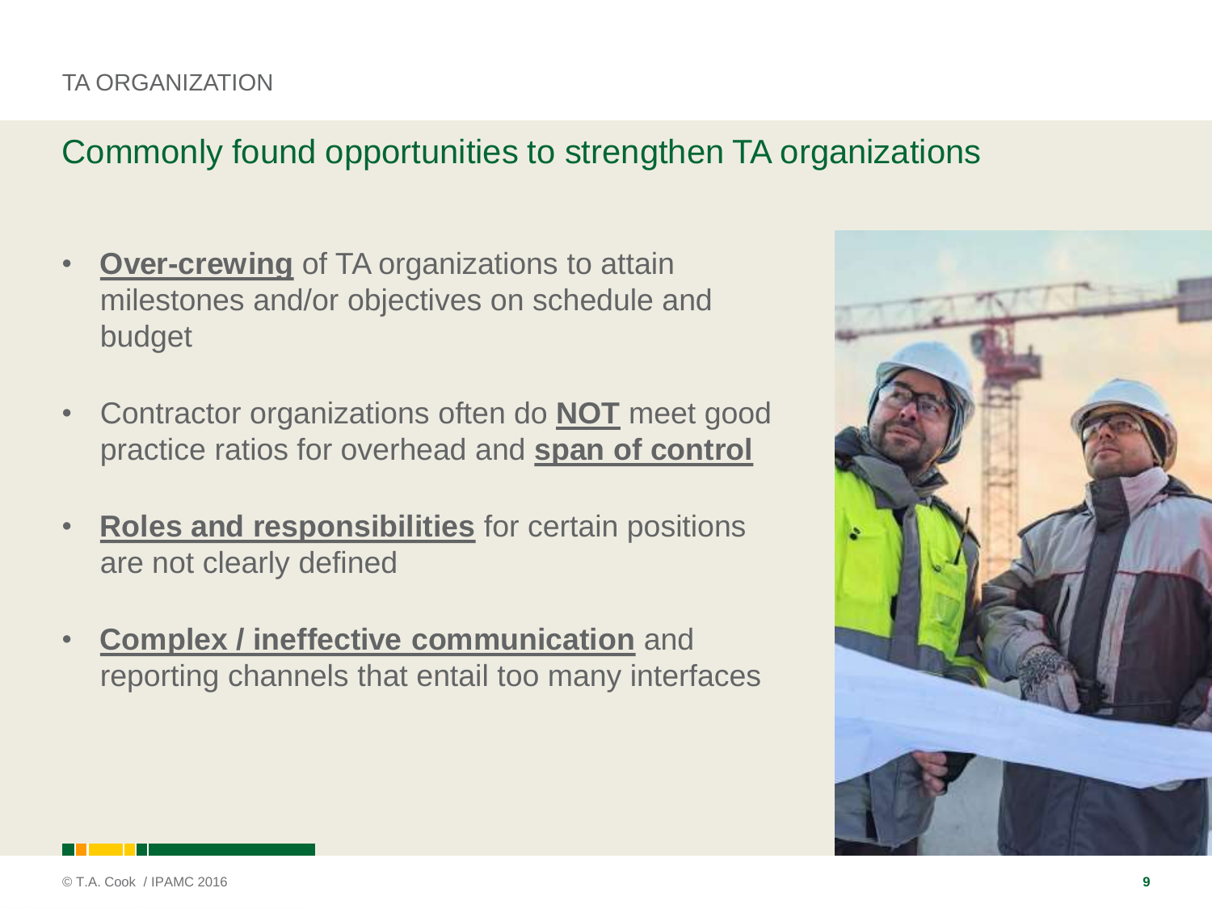TA ORGANIZATION

## Commonly found opportunities to strengthen TA organizations

- **Over-crewing** of TA organizations to attain milestones and/or objectives on schedule and budget
- Contractor organizations often do **NOT** meet good practice ratios for overhead and **span of control**
- **Roles and responsibilities** for certain positions are not clearly defined
- **Complex / ineffective communication** and reporting channels that entail too many interfaces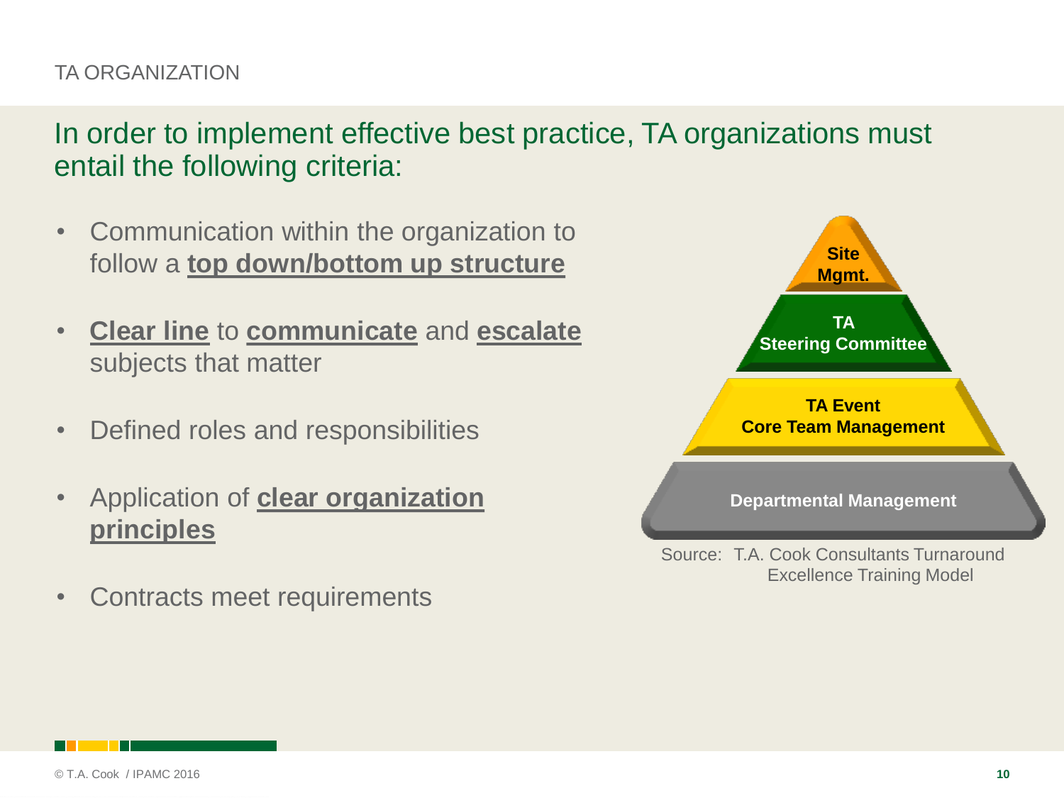TA ORGANIZATION

## In order to implement effective best practice, TA organizations must entail the following criteria:

- Communication within the organization to follow a **top down/bottom up structure**
- **Clear line** to **communicate** and **escalate** subjects that matter
- Defined roles and responsibilities
- Application of **clear organization principles**
- Contracts meet requirements

Site Mgmt.

TA Steering Committee

TA Event Core Team Management

Departmental Management

Source: T.A. Cook Consultants Turnaround Excellence Training Model

© T.A. Cook / IPAMC 2016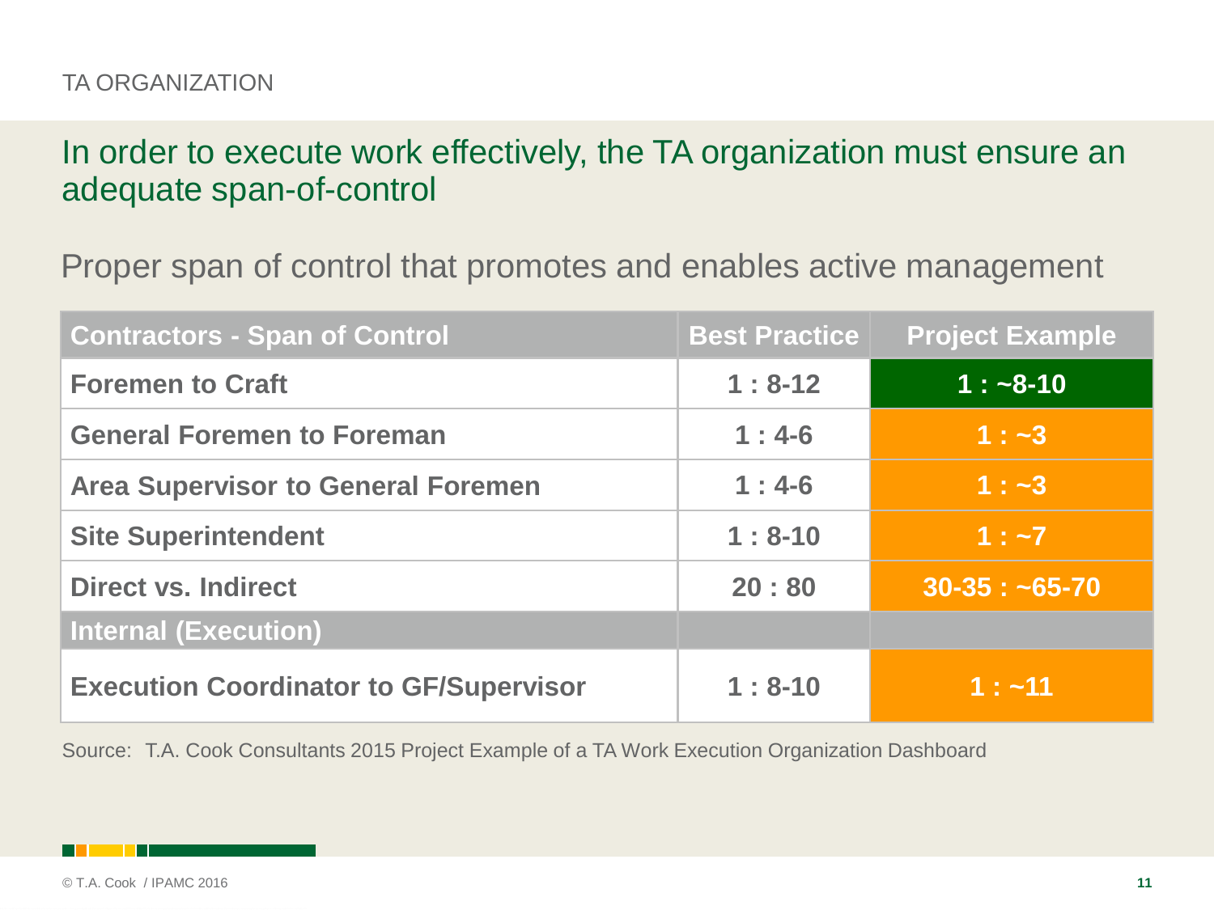TA ORGANIZATION

# In order to execute work effectively, the TA organization must ensure an adequate span-of-control

## Proper span of control that promotes and enables active management

| Contractors - Span of Control | Best Practice | Project Example |
|---|---|---|
| **Foremen to Craft** | **1 : 8-12** | **1 : ~8-10** |
| **General Foremen to Foreman** | **1 : 4-6** | **1 : ~3** |
| **Area Supervisor to General Foremen** | **1 : 4-6** | **1 : ~3** |
| **Site Superintendent** | **1 : 8-10** | **1 : ~7** |
| **Direct vs. Indirect** | **20 : 80** | **30-35 : ~65-70** |
| **Internal (Execution)** | | |
| **Execution Coordinator to GF/Supervisor** | **1 : 8-10** | **1 : ~11** |

Source: T.A. Cook Consultants 2015 Project Example of a TA Work Execution Organization Dashboard

© T.A. Cook / IPAMC 2016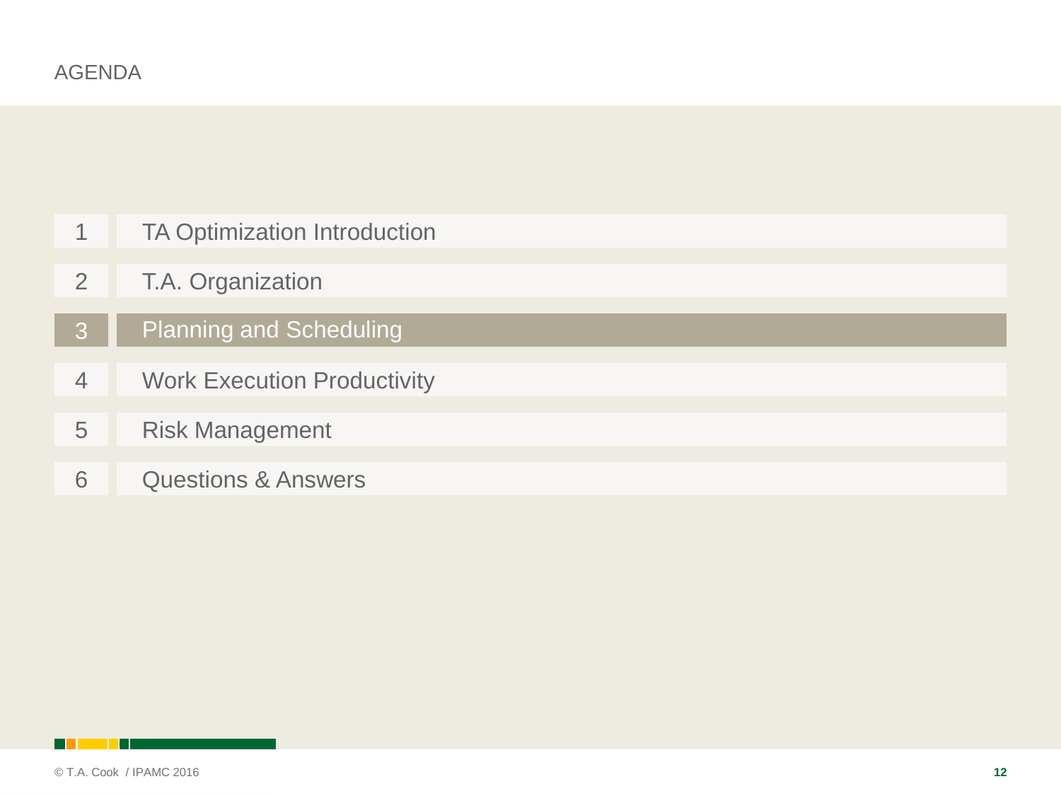# AGENDA

1. TA Optimization Introduction
2. T.A. Organization
3. **Planning and Scheduling**
4. Work Execution Productivity
5. Risk Management
6. Questions & Answers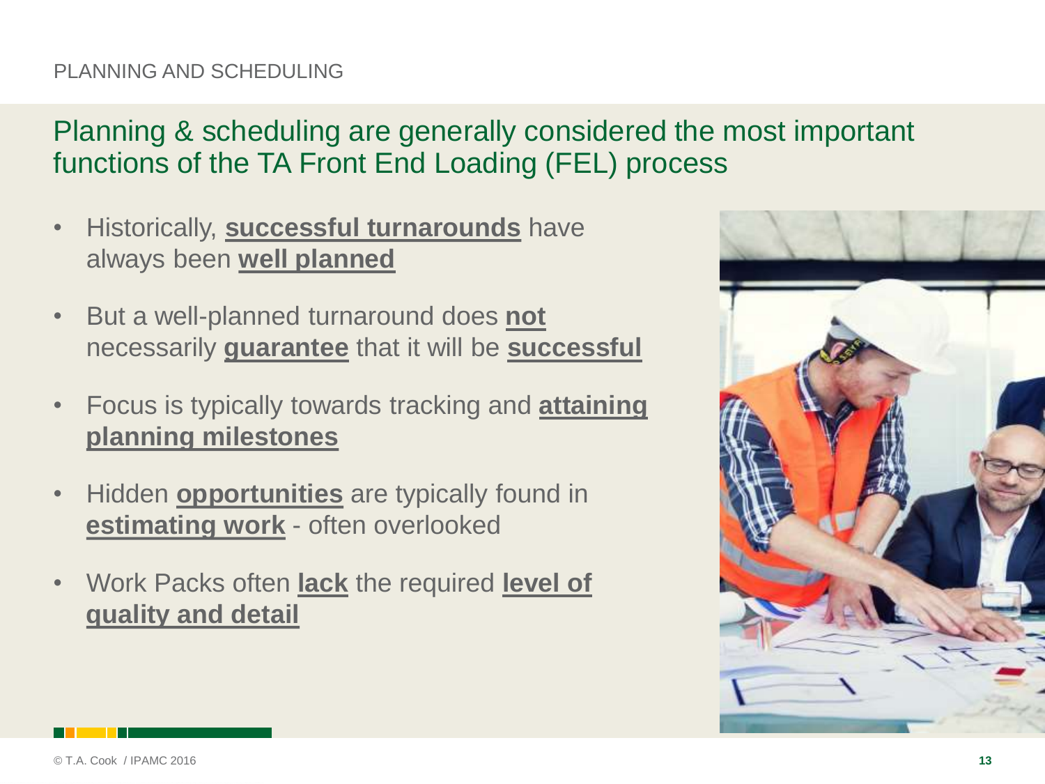PLANNING AND SCHEDULING

## Planning & scheduling are generally considered the most important functions of the TA Front End Loading (FEL) process

- Historically, **successful turnarounds** have always been **well planned**
- But a well-planned turnaround does **not** necessarily **guarantee** that it will be **successful**
- Focus is typically towards tracking and **attaining planning milestones**
- Hidden **opportunities** are typically found in **estimating work** - often overlooked
- Work Packs often **lack** the required **level of quality and detail**

© T.A. Cook / IPAMC 2016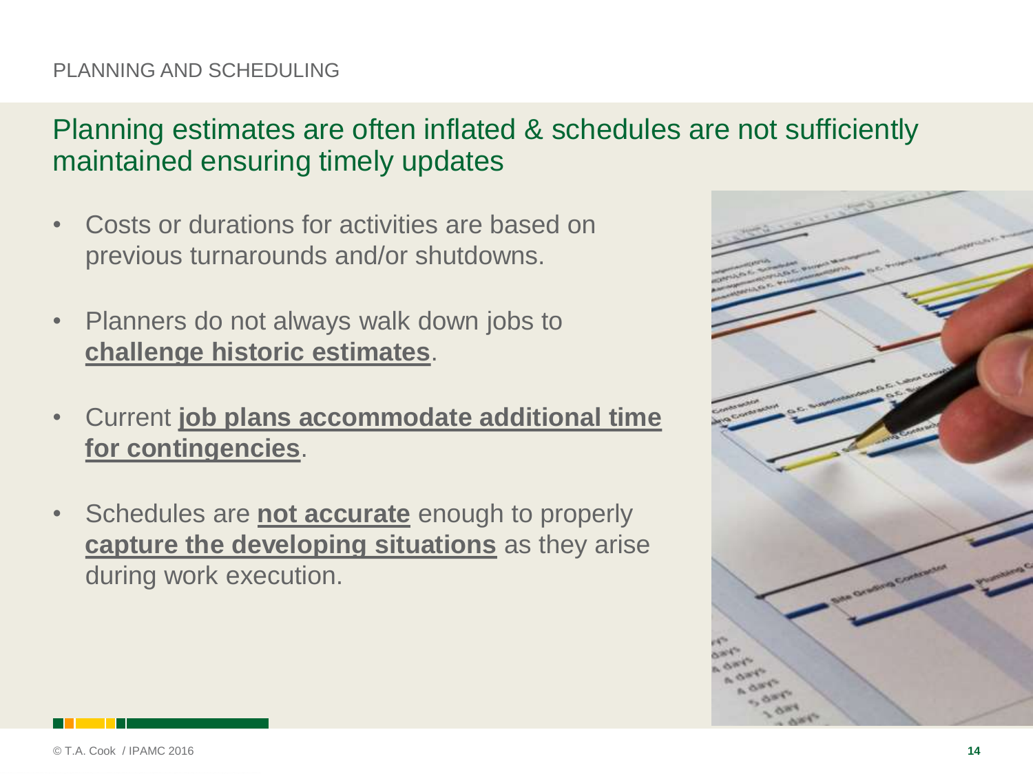PLANNING AND SCHEDULING

## Planning estimates are often inflated & schedules are not sufficiently maintained ensuring timely updates

- Costs or durations for activities are based on previous turnarounds and/or shutdowns.
- Planners do not always walk down jobs to **challenge historic estimates**.
- Current **job plans accommodate additional time for contingencies**.
- Schedules are **not accurate** enough to properly **capture the developing situations** as they arise during work execution.

© T.A. Cook / IPAMC 2016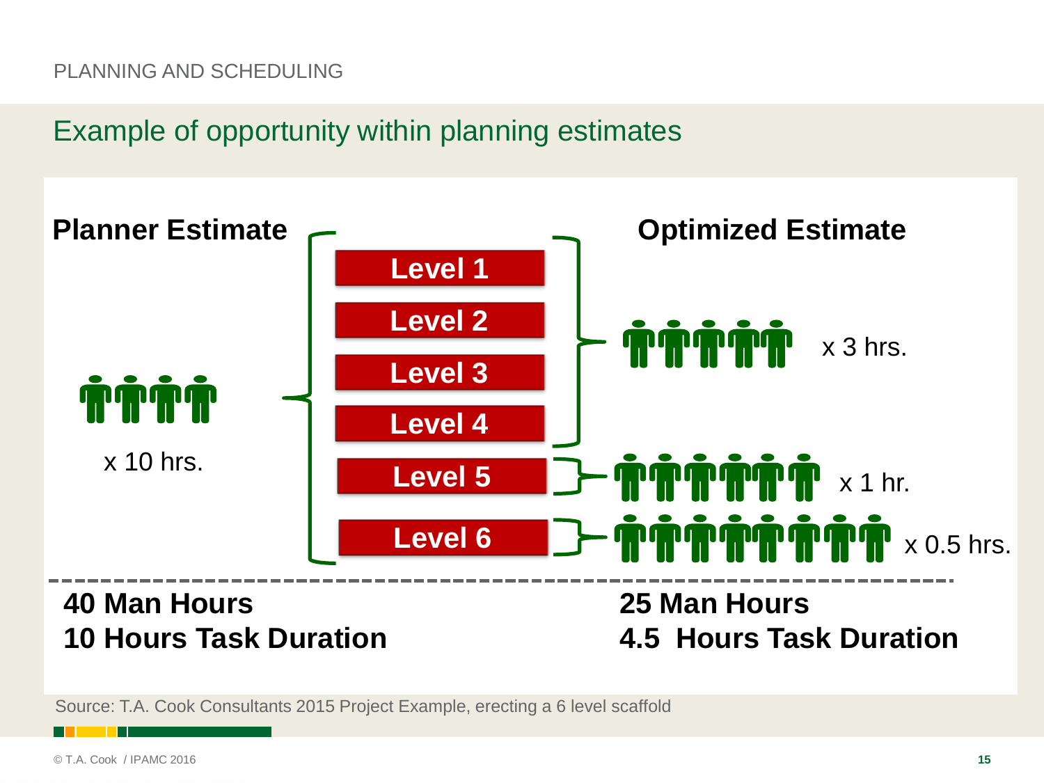PLANNING AND SCHEDULING

## Example of opportunity within planning estimates

**Planner Estimate**

4 workers x 10 hrs.

- Level 1
- Level 2
- Level 3
- Level 4
- Level 5
- Level 6

**Optimized Estimate**

Levels 1–4: 5 workers x 3 hrs.

Level 5: 6 workers x 1 hr.

Level 6: 8 workers x 0.5 hrs.

| Planner Estimate | Optimized Estimate |
|---|---|
| **40 Man Hours** | **25 Man Hours** |
| **10 Hours Task Duration** | **4.5 Hours Task Duration** |

Source: T.A. Cook Consultants 2015 Project Example, erecting a 6 level scaffold

© T.A. Cook / IPAMC 2016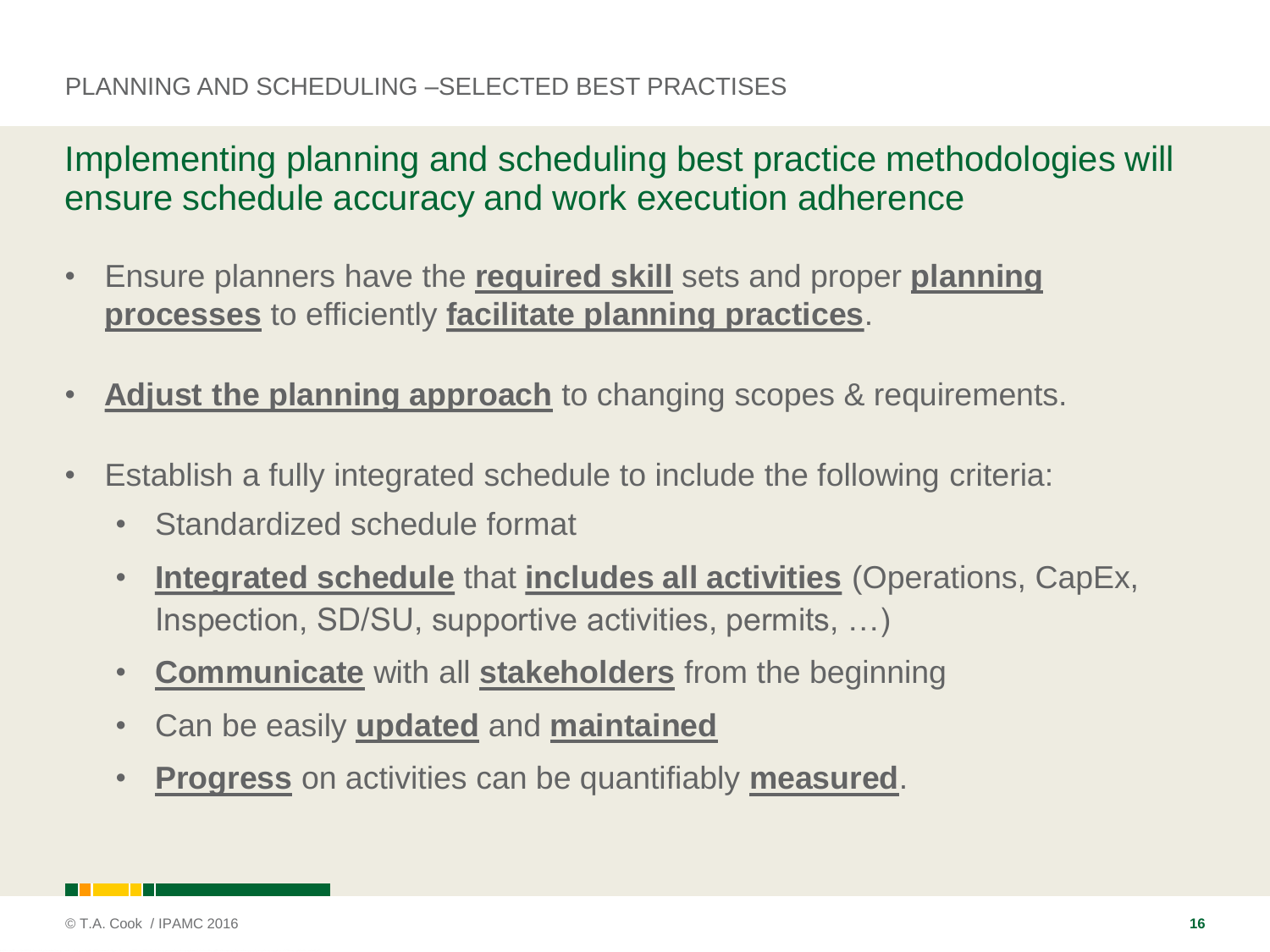# PLANNING AND SCHEDULING –SELECTED BEST PRACTISES

## Implementing planning and scheduling best practice methodologies will ensure schedule accuracy and work execution adherence

- Ensure planners have the **required skill** sets and proper **planning processes** to efficiently **facilitate planning practices**.
- **Adjust the planning approach** to changing scopes & requirements.
- Establish a fully integrated schedule to include the following criteria:
  - Standardized schedule format
  - **Integrated schedule** that **includes all activities** (Operations, CapEx, Inspection, SD/SU, supportive activities, permits, …)
  - **Communicate** with all **stakeholders** from the beginning
  - Can be easily **updated** and **maintained**
  - **Progress** on activities can be quantifiably **measured**.

© T.A. Cook / IPAMC 2016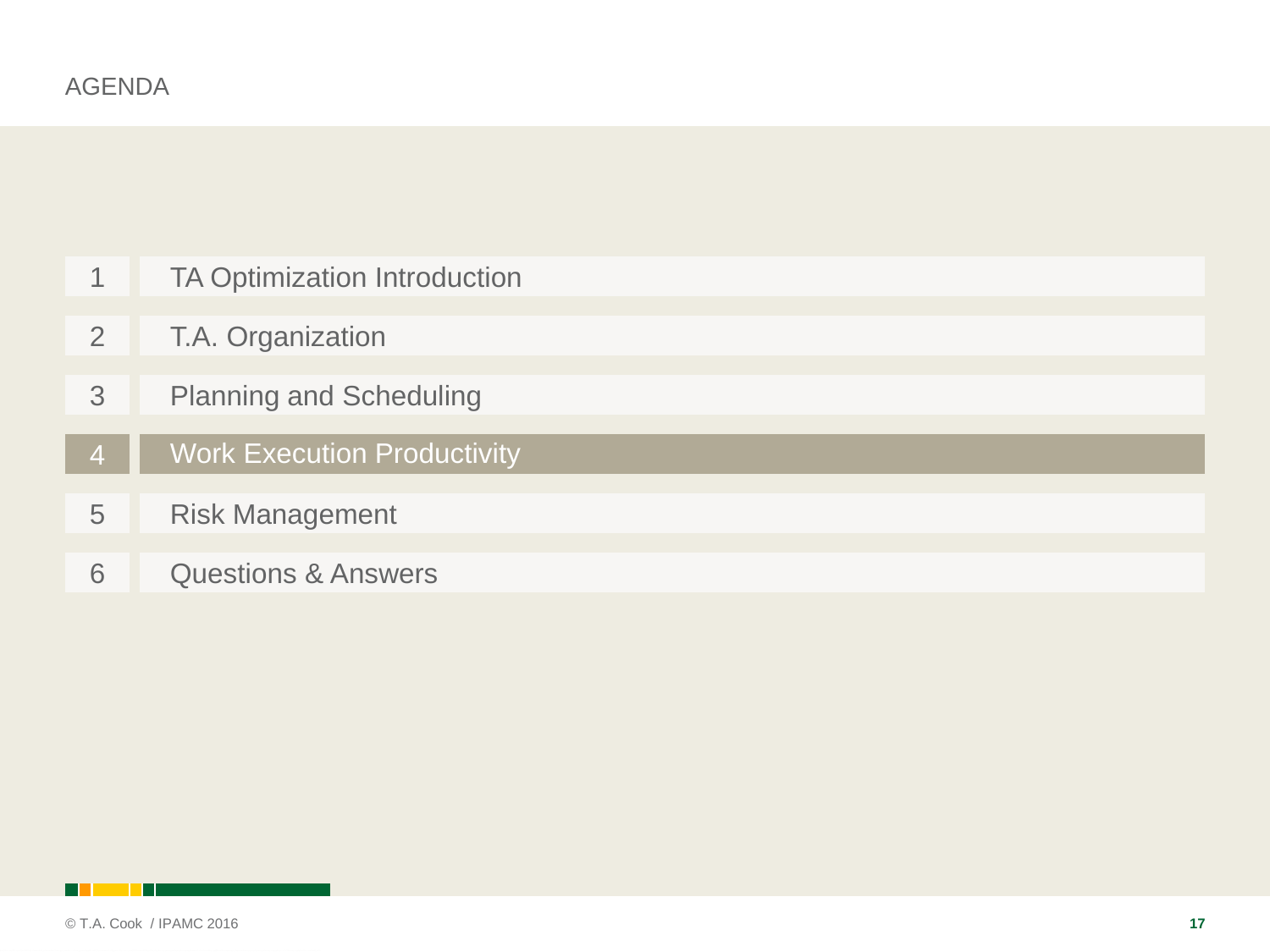# AGENDA

1. TA Optimization Introduction
2. T.A. Organization
3. Planning and Scheduling
4. **Work Execution Productivity**
5. Risk Management
6. Questions & Answers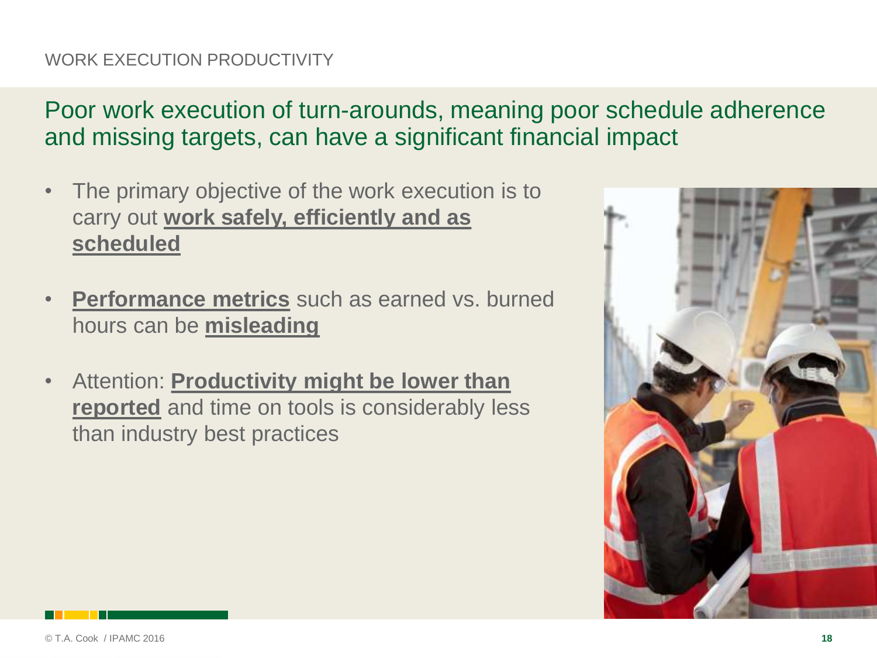WORK EXECUTION PRODUCTIVITY

## Poor work execution of turn-arounds, meaning poor schedule adherence and missing targets, can have a significant financial impact

- The primary objective of the work execution is to carry out **work safely, efficiently and as scheduled**
- **Performance metrics** such as earned vs. burned hours can be **misleading**
- Attention: **Productivity might be lower than reported** and time on tools is considerably less than industry best practices

© T.A. Cook / IPAMC 2016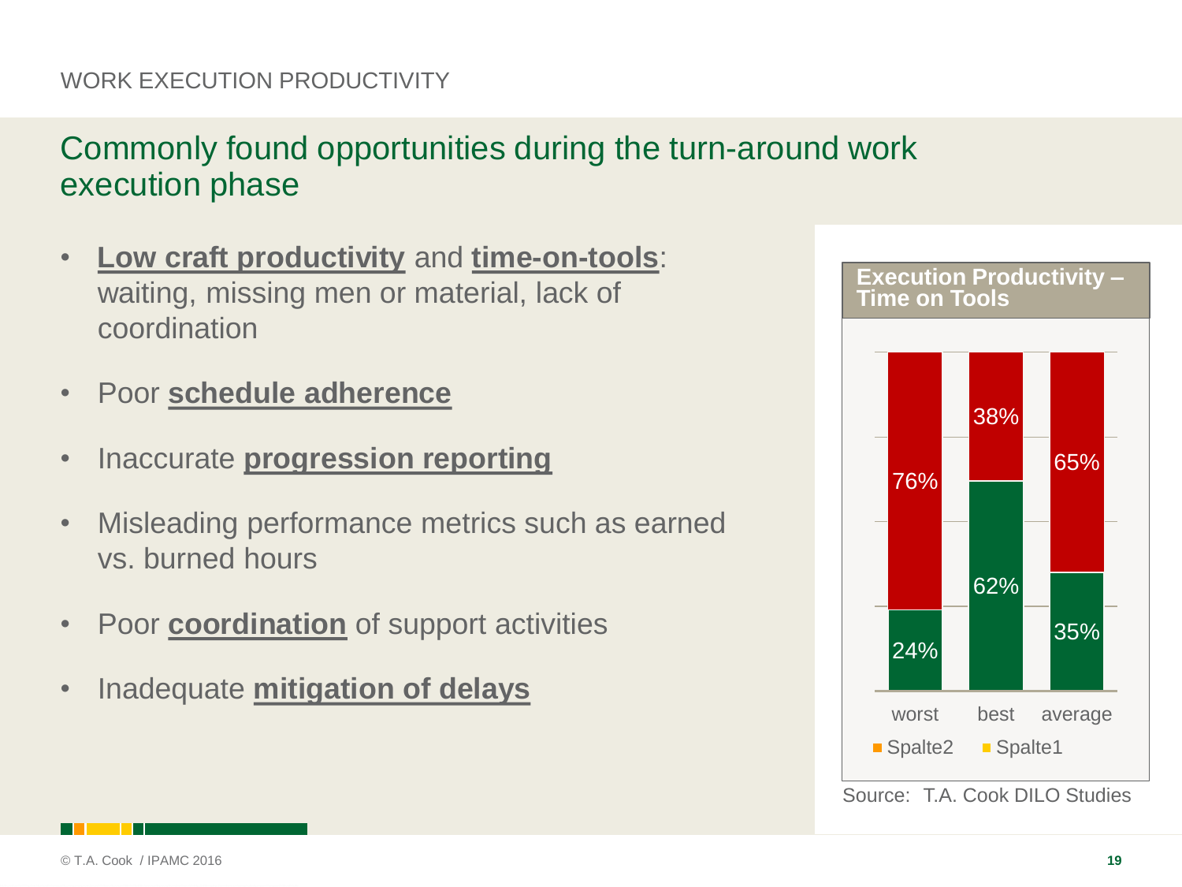WORK EXECUTION PRODUCTIVITY

# Commonly found opportunities during the turn-around work execution phase

- **Low craft productivity** and **time-on-tools**: waiting, missing men or material, lack of coordination
- Poor **schedule adherence**
- Inaccurate **progression reporting**
- Misleading performance metrics such as earned vs. burned hours
- Poor **coordination** of support activities
- Inadequate **mitigation of delays**

**Execution Productivity – Time on Tools**

| | worst | best | average |
|---|---|---|---|
| Spalte2 | 24% | 62% | 35% |
| Spalte1 | 76% | 38% | 65% |

Source: T.A. Cook DILO Studies

© T.A. Cook / IPAMC 2016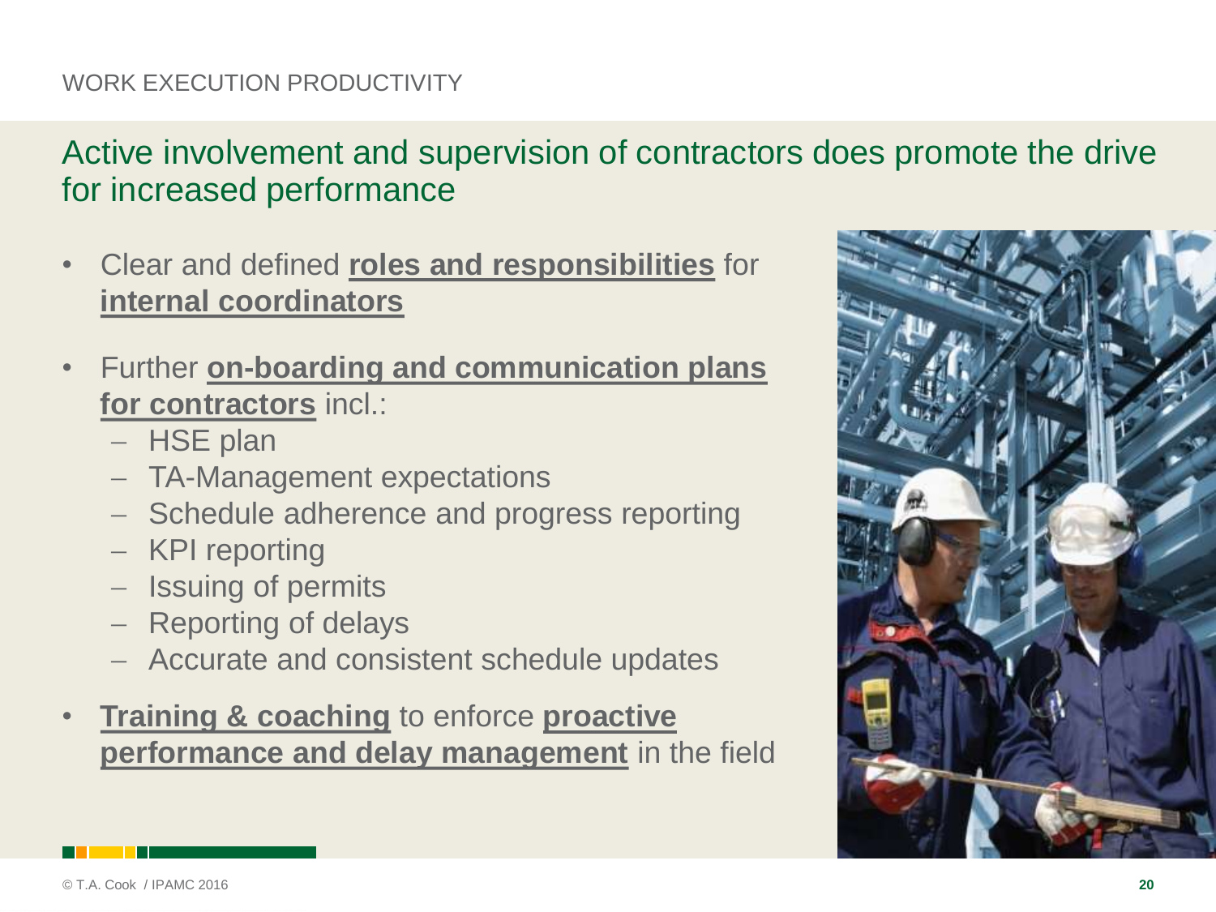WORK EXECUTION PRODUCTIVITY

## Active involvement and supervision of contractors does promote the drive for increased performance

- Clear and defined **roles and responsibilities** for **internal coordinators**
- Further **on-boarding and communication plans for contractors** incl.:
  - HSE plan
  - TA-Management expectations
  - Schedule adherence and progress reporting
  - KPI reporting
  - Issuing of permits
  - Reporting of delays
  - Accurate and consistent schedule updates
- **Training & coaching** to enforce **proactive performance and delay management** in the field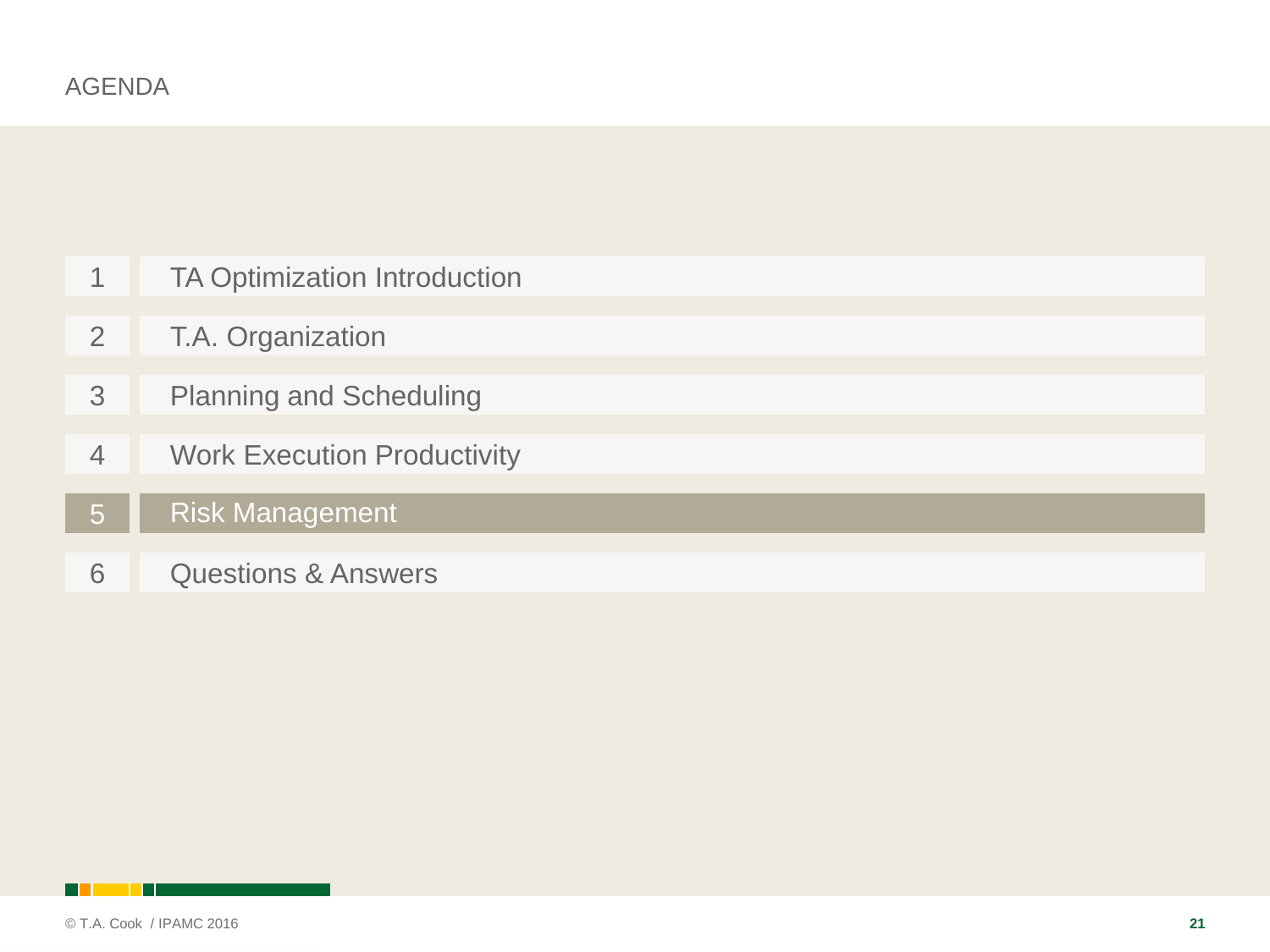# AGENDA

1. TA Optimization Introduction
2. T.A. Organization
3. Planning and Scheduling
4. Work Execution Productivity
5. **Risk Management**
6. Questions & Answers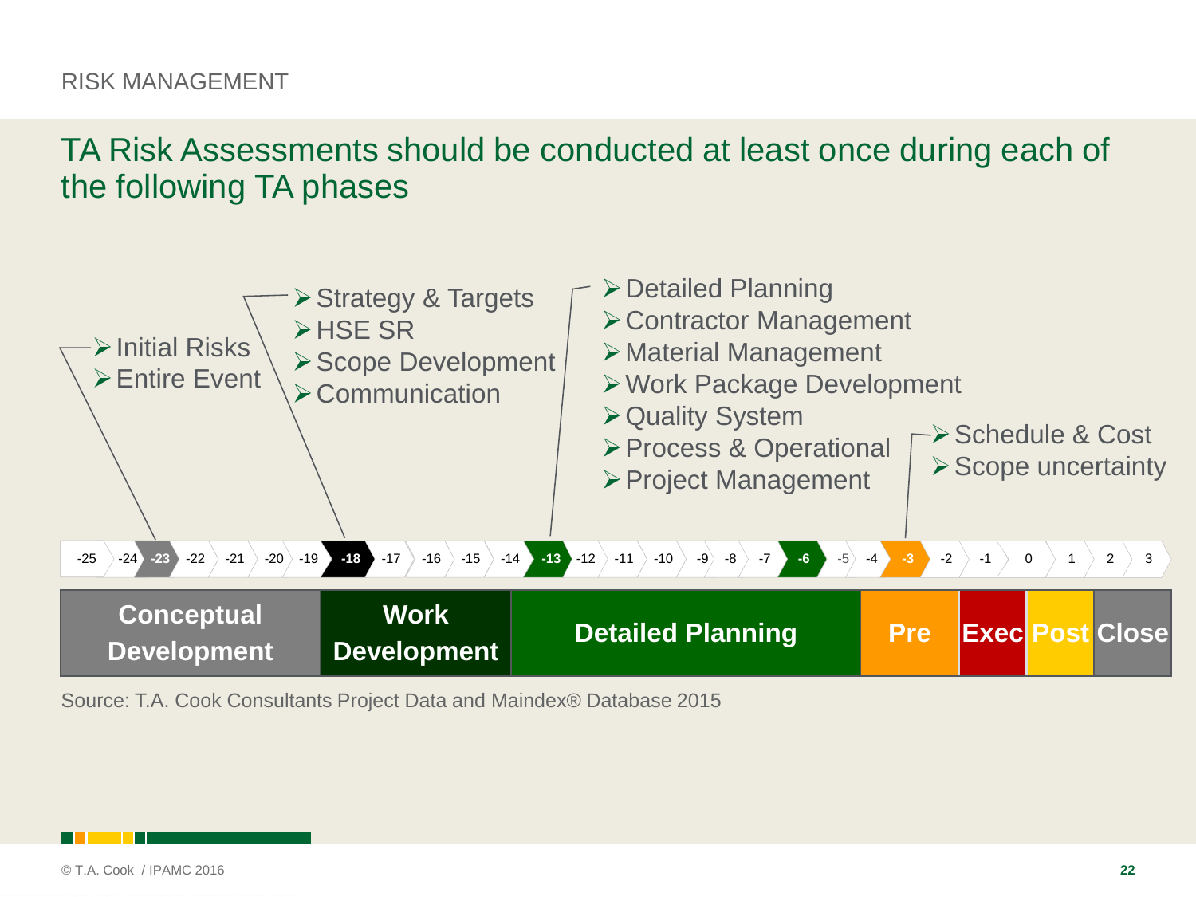RISK MANAGEMENT

## TA Risk Assessments should be conducted at least once during each of the following TA phases

- Initial Risks
- Entire Event

- Strategy & Targets
- HSE SR
- Scope Development
- Communication

- Detailed Planning
- Contractor Management
- Material Management
- Work Package Development
- Quality System
- Process & Operational
- Project Management

- Schedule & Cost
- Scope uncertainty

-25 -24 **-23** -22 -21 -20 -19 **-18** -17 -16 -15 -14 **-13** -12 -11 -10 -9 -8 -7 **-6** -5 -4 **-3** -2 -1 0 1 2 3

| Conceptual Development | Work Development | Detailed Planning | Pre | Exec | Post | Close |
|---|---|---|---|---|---|---|

Source: T.A. Cook Consultants Project Data and Maindex® Database 2015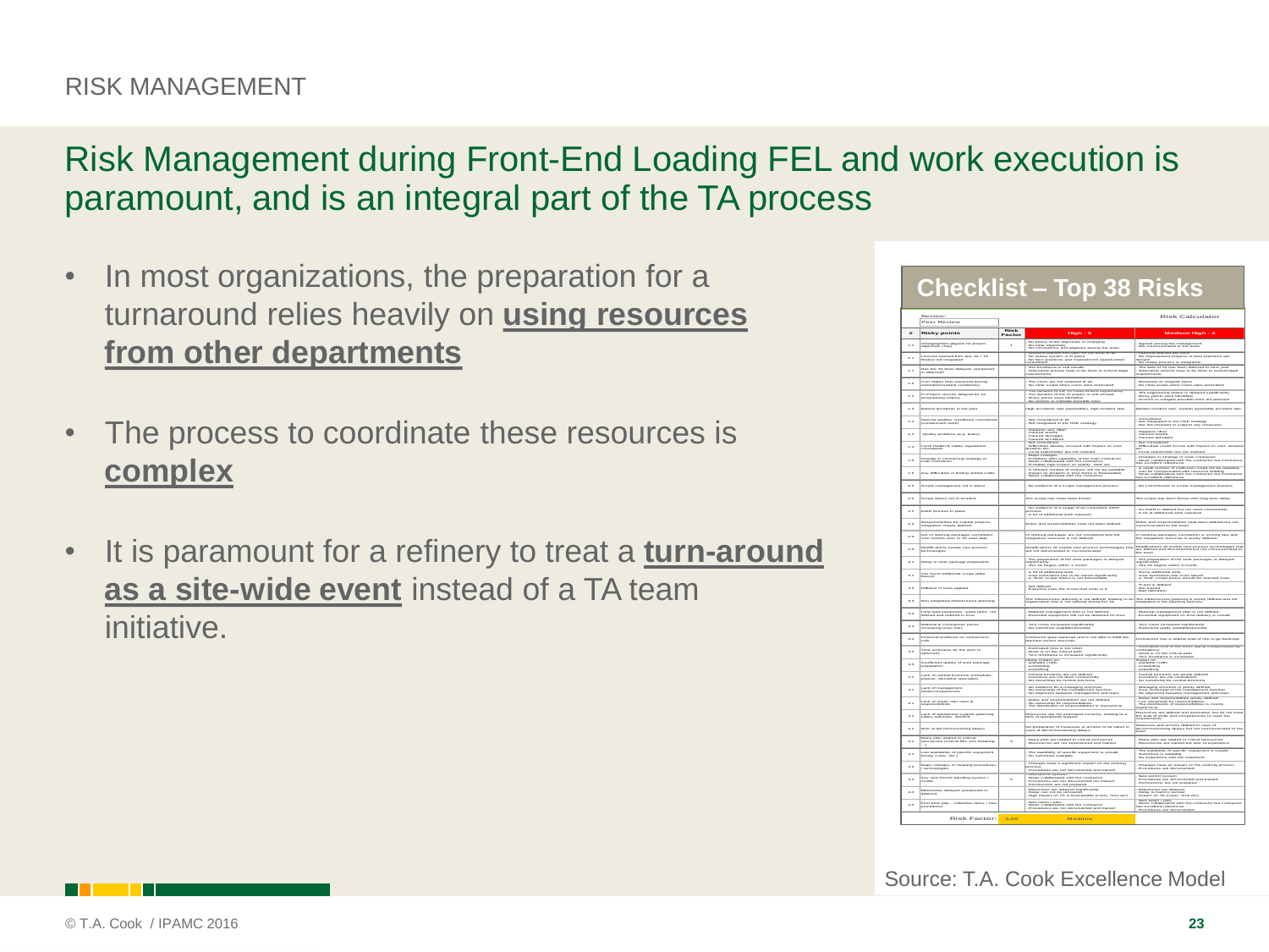RISK MANAGEMENT

# Risk Management during Front-End Loading FEL and work execution is paramount, and is an integral part of the TA process

- In most organizations, the preparation for a turnaround relies heavily on **using resources from other departments**
- The process to coordinate these resources is **complex**
- It is paramount for a refinery to treat a **turn-around as a site-wide event** instead of a TA team initiative.

**Checklist – Top 38 Risks**

Source: T.A. Cook Excellence Model

© T.A. Cook / IPAMC 2016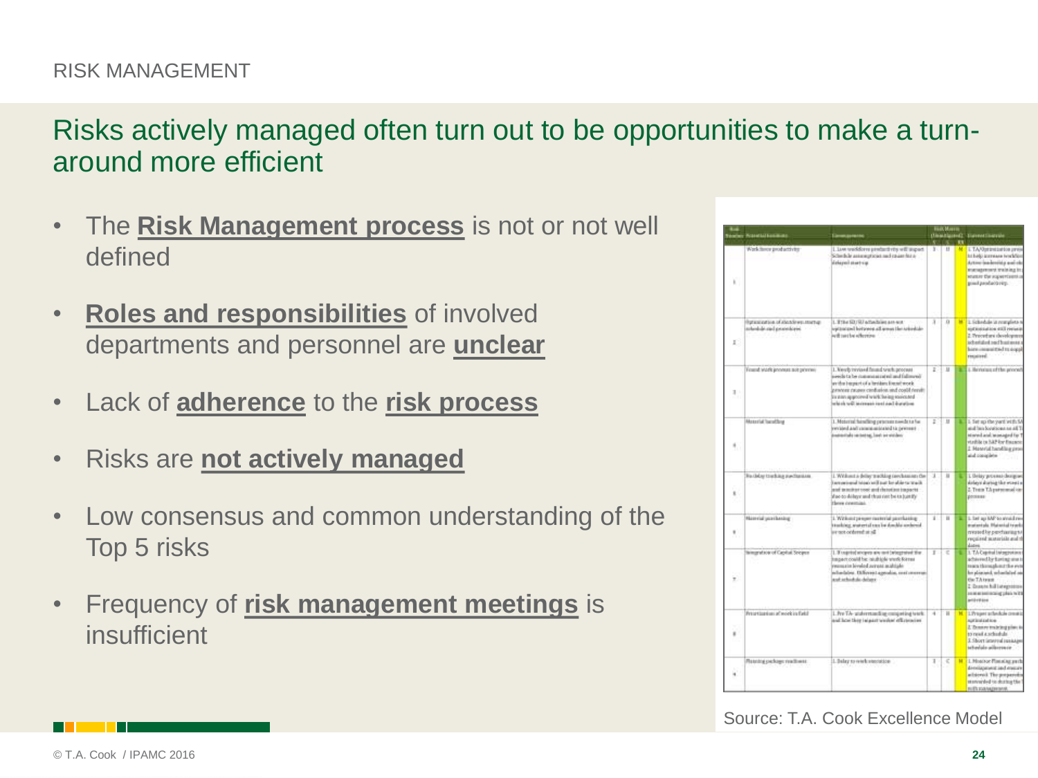RISK MANAGEMENT

## Risks actively managed often turn out to be opportunities to make a turn-around more efficient

- The **Risk Management process** is not or not well defined
- **Roles and responsibilities** of involved departments and personnel are **unclear**
- Lack of **adherence** to the **risk process**
- Risks are **not actively managed**
- Low consensus and common understanding of the Top 5 risks
- Frequency of **risk management meetings** is insufficient

Source: T.A. Cook Excellence Model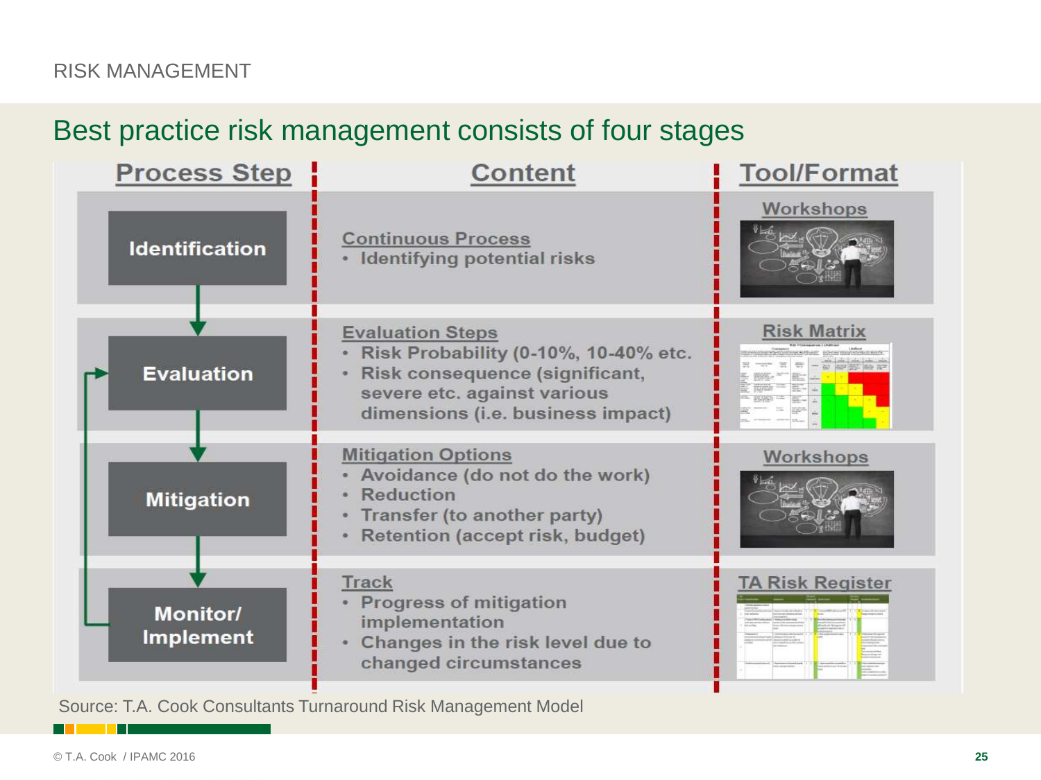RISK MANAGEMENT

## Best practice risk management consists of four stages

| Process Step | Content | Tool/Format |
| --- | --- | --- |
| Identification | **Continuous Process**<br>• Identifying potential risks | Workshops |
| Evaluation | **Evaluation Steps**<br>• Risk Probability (0-10%, 10-40% etc.<br>• Risk consequence (significant, severe etc. against various dimensions (i.e. business impact) | Risk Matrix |
| Mitigation | **Mitigation Options**<br>• Avoidance (do not do the work)<br>• Reduction<br>• Transfer (to another party)<br>• Retention (accept risk, budget) | Workshops |
| Monitor/ Implement | **Track**<br>• Progress of mitigation implementation<br>• Changes in the risk level due to changed circumstances | TA Risk Register |

Source: T.A. Cook Consultants Turnaround Risk Management Model

© T.A. Cook / IPAMC 2016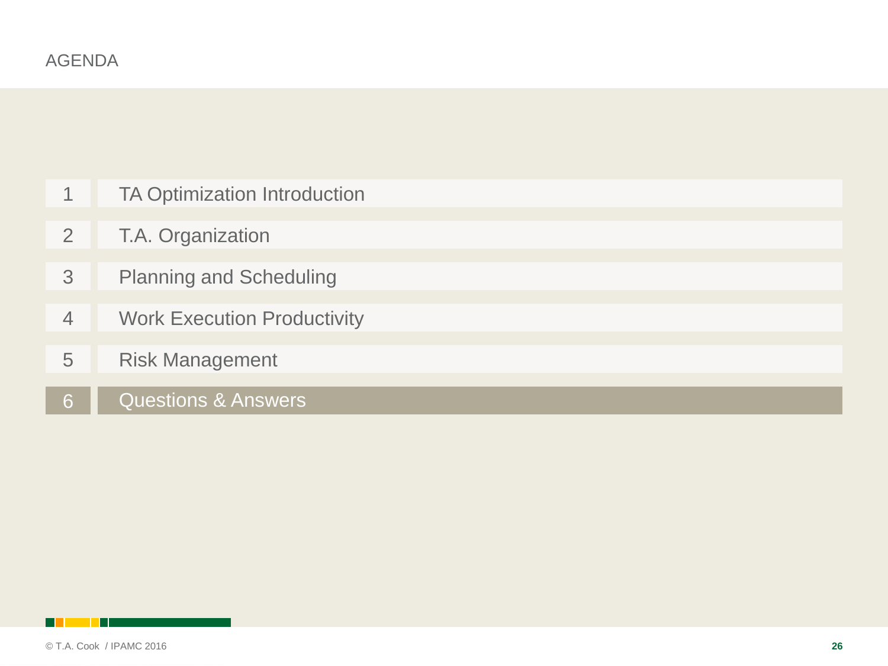# AGENDA

1. TA Optimization Introduction
2. T.A. Organization
3. Planning and Scheduling
4. Work Execution Productivity
5. Risk Management
6. **Questions & Answers**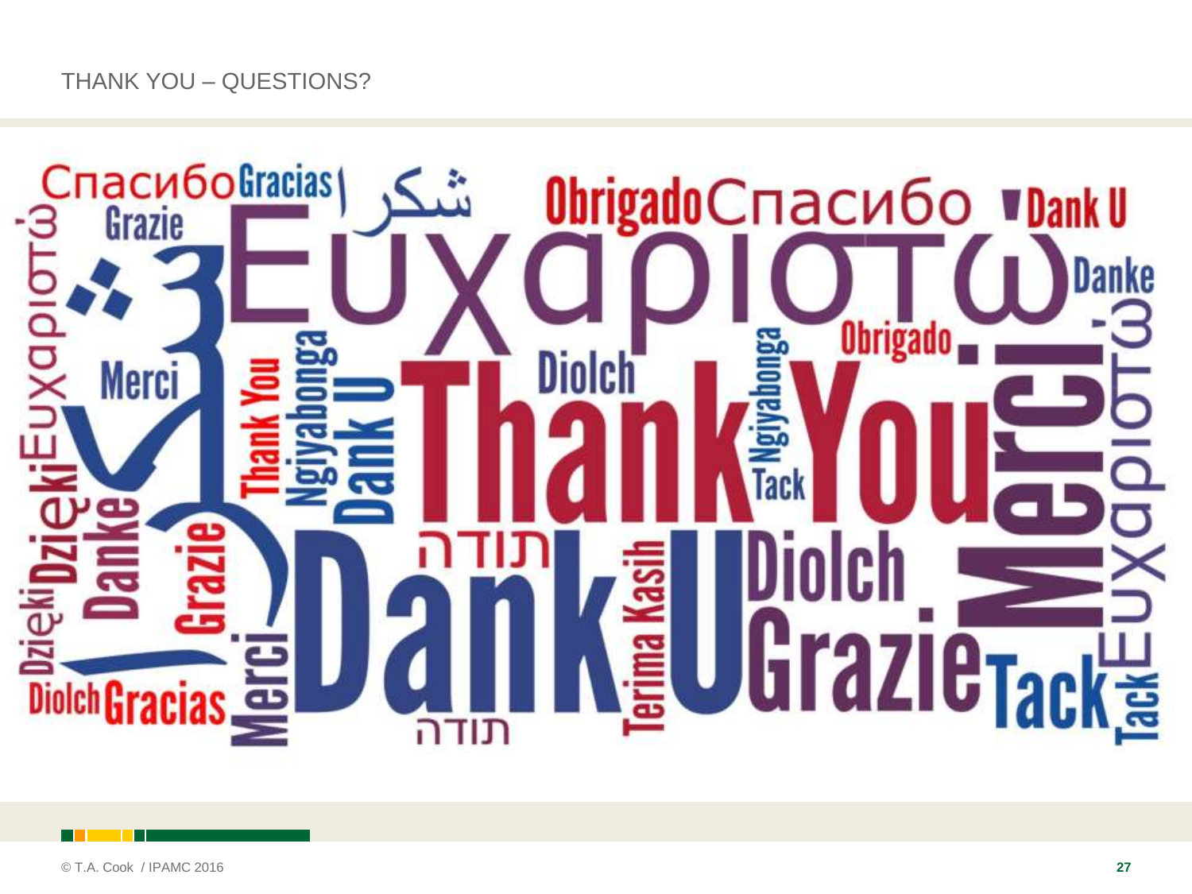# THANK YOU – QUESTIONS?